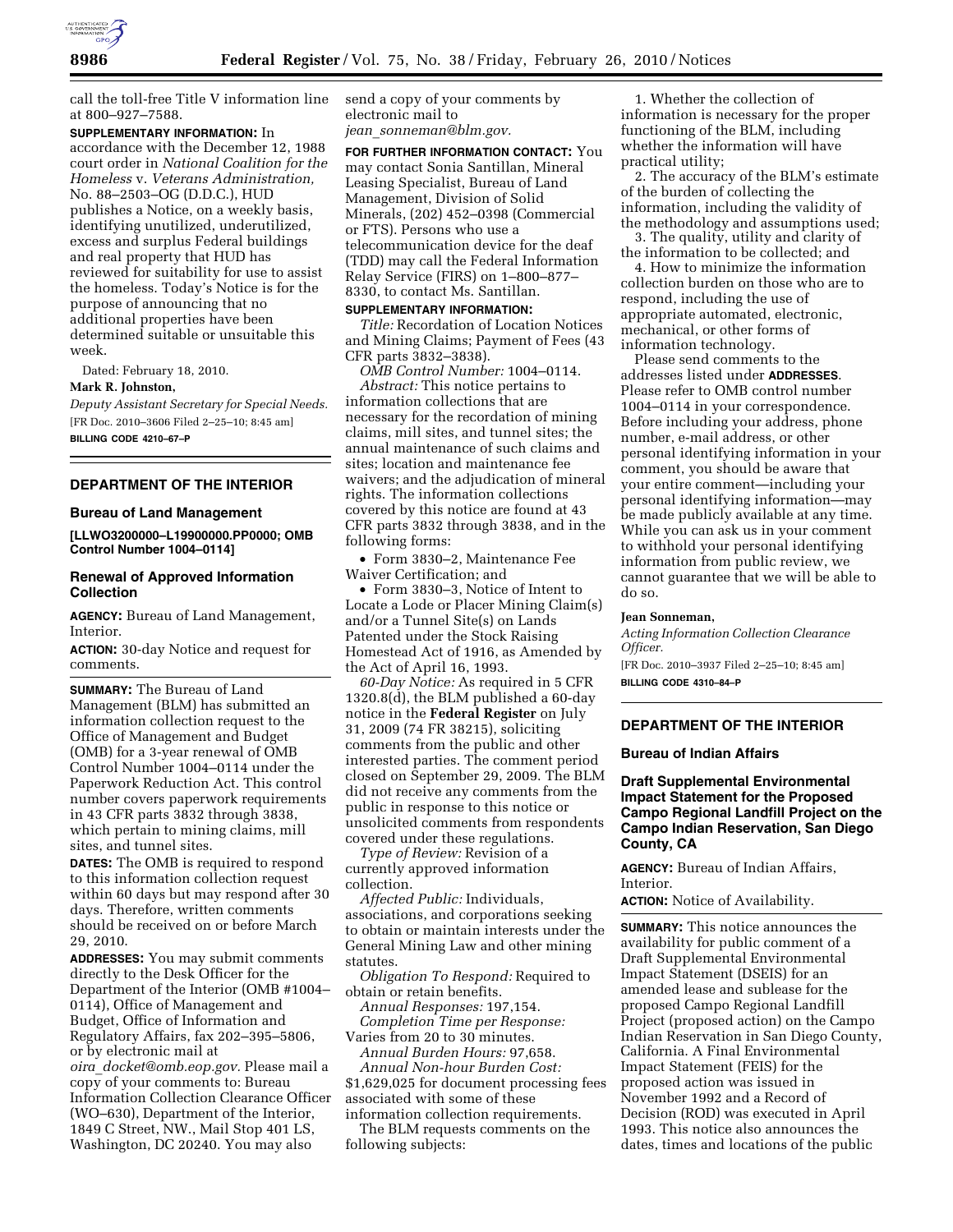call the toll-free Title V information line at 800–927–7588.

**SUPPLEMENTARY INFORMATION:** In accordance with the December 12, 1988 court order in *National Coalition for the Homeless* v. *Veterans Administration,* No. 88–2503–OG (D.D.C.), HUD publishes a Notice, on a weekly basis, identifying unutilized, underutilized, excess and surplus Federal buildings and real property that HUD has reviewed for suitability for use to assist the homeless. Today's Notice is for the purpose of announcing that no additional properties have been determined suitable or unsuitable this week.

Dated: February 18, 2010.

**Mark R. Johnston,**

*Deputy Assistant Secretary for Special Needs.*

[FR Doc. 2010–3606 Filed 2–25–10; 8:45 am]

**BILLING CODE 4210–67–P**

---

## DEPARTMENT OF THE INTERIOR

### Bureau of Land Management

**[LLWO3200000–L19900000.PP0000; OMB Control Number 1004–0114]**

### Renewal of Approved Information Collection

**AGENCY:** Bureau of Land Management, Interior.

**ACTION:** 30-day Notice and request for comments.

**SUMMARY:** The Bureau of Land Management (BLM) has submitted an information collection request to the Office of Management and Budget (OMB) for a 3-year renewal of OMB Control Number 1004–0114 under the Paperwork Reduction Act. This control number covers paperwork requirements in 43 CFR parts 3832 through 3838, which pertain to mining claims, mill sites, and tunnel sites.

**DATES:** The OMB is required to respond to this information collection request within 60 days but may respond after 30 days. Therefore, written comments should be received on or before March 29, 2010.

**ADDRESSES:** You may submit comments directly to the Desk Officer for the Department of the Interior (OMB #1004–0114), Office of Management and Budget, Office of Information and Regulatory Affairs, fax 202–395–5806, or by electronic mail at *oira_docket@omb.eop.gov.* Please mail a copy of your comments to: Bureau Information Collection Clearance Officer (WO–630), Department of the Interior, 1849 C Street, NW., Mail Stop 401 LS, Washington, DC 20240. You may also send a copy of your comments by electronic mail to *jean_sonneman@blm.gov.*

**FOR FURTHER INFORMATION CONTACT:** You may contact Sonia Santillan, Mineral Leasing Specialist, Bureau of Land Management, Division of Solid Minerals, (202) 452–0398 (Commercial or FTS). Persons who use a telecommunication device for the deaf (TDD) may call the Federal Information Relay Service (FIRS) on 1–800–877–8330, to contact Ms. Santillan.

**SUPPLEMENTARY INFORMATION:**

*Title:* Recordation of Location Notices and Mining Claims; Payment of Fees (43 CFR parts 3832–3838).

*OMB Control Number:* 1004–0114.

*Abstract:* This notice pertains to information collections that are necessary for the recordation of mining claims, mill sites, and tunnel sites; the annual maintenance of such claims and sites; location and maintenance fee waivers; and the adjudication of mineral rights. The information collections covered by this notice are found at 43 CFR parts 3832 through 3838, and in the following forms:

- Form 3830–2, Maintenance Fee Waiver Certification; and
- Form 3830–3, Notice of Intent to Locate a Lode or Placer Mining Claim(s) and/or a Tunnel Site(s) on Lands Patented under the Stock Raising Homestead Act of 1916, as Amended by the Act of April 16, 1993.

*60-Day Notice:* As required in 5 CFR 1320.8(d), the BLM published a 60-day notice in the **Federal Register** on July 31, 2009 (74 FR 38215), soliciting comments from the public and other interested parties. The comment period closed on September 29, 2009. The BLM did not receive any comments from the public in response to this notice or unsolicited comments from respondents covered under these regulations.

*Type of Review:* Revision of a currently approved information collection.

*Affected Public:* Individuals, associations, and corporations seeking to obtain or maintain interests under the General Mining Law and other mining statutes.

*Obligation To Respond:* Required to obtain or retain benefits.

*Annual Responses:* 197,154.

*Completion Time per Response:* Varies from 20 to 30 minutes.

*Annual Burden Hours:* 97,658.

*Annual Non-hour Burden Cost:* $1,629,025 for document processing fees associated with some of these information collection requirements.

The BLM requests comments on the following subjects:

1. Whether the collection of information is necessary for the proper functioning of the BLM, including whether the information will have practical utility;
2. The accuracy of the BLM's estimate of the burden of collecting the information, including the validity of the methodology and assumptions used;
3. The quality, utility and clarity of the information to be collected; and
4. How to minimize the information collection burden on those who are to respond, including the use of appropriate automated, electronic, mechanical, or other forms of information technology.

Please send comments to the addresses listed under **ADDRESSES**. Please refer to OMB control number 1004–0114 in your correspondence. Before including your address, phone number, e-mail address, or other personal identifying information in your comment, you should be aware that your entire comment—including your personal identifying information—may be made publicly available at any time. While you can ask us in your comment to withhold your personal identifying information from public review, we cannot guarantee that we will be able to do so.

**Jean Sonneman,**

*Acting Information Collection Clearance Officer.*

[FR Doc. 2010–3937 Filed 2–25–10; 8:45 am]

**BILLING CODE 4310–84–P**

---

## DEPARTMENT OF THE INTERIOR

### Bureau of Indian Affairs

### Draft Supplemental Environmental Impact Statement for the Proposed Campo Regional Landfill Project on the Campo Indian Reservation, San Diego County, CA

**AGENCY:** Bureau of Indian Affairs, Interior.

**ACTION:** Notice of Availability.

**SUMMARY:** This notice announces the availability for public comment of a Draft Supplemental Environmental Impact Statement (DSEIS) for an amended lease and sublease for the proposed Campo Regional Landfill Project (proposed action) on the Campo Indian Reservation in San Diego County, California. A Final Environmental Impact Statement (FEIS) for the proposed action was issued in November 1992 and a Record of Decision (ROD) was executed in April 1993. This notice also announces the dates, times and locations of the public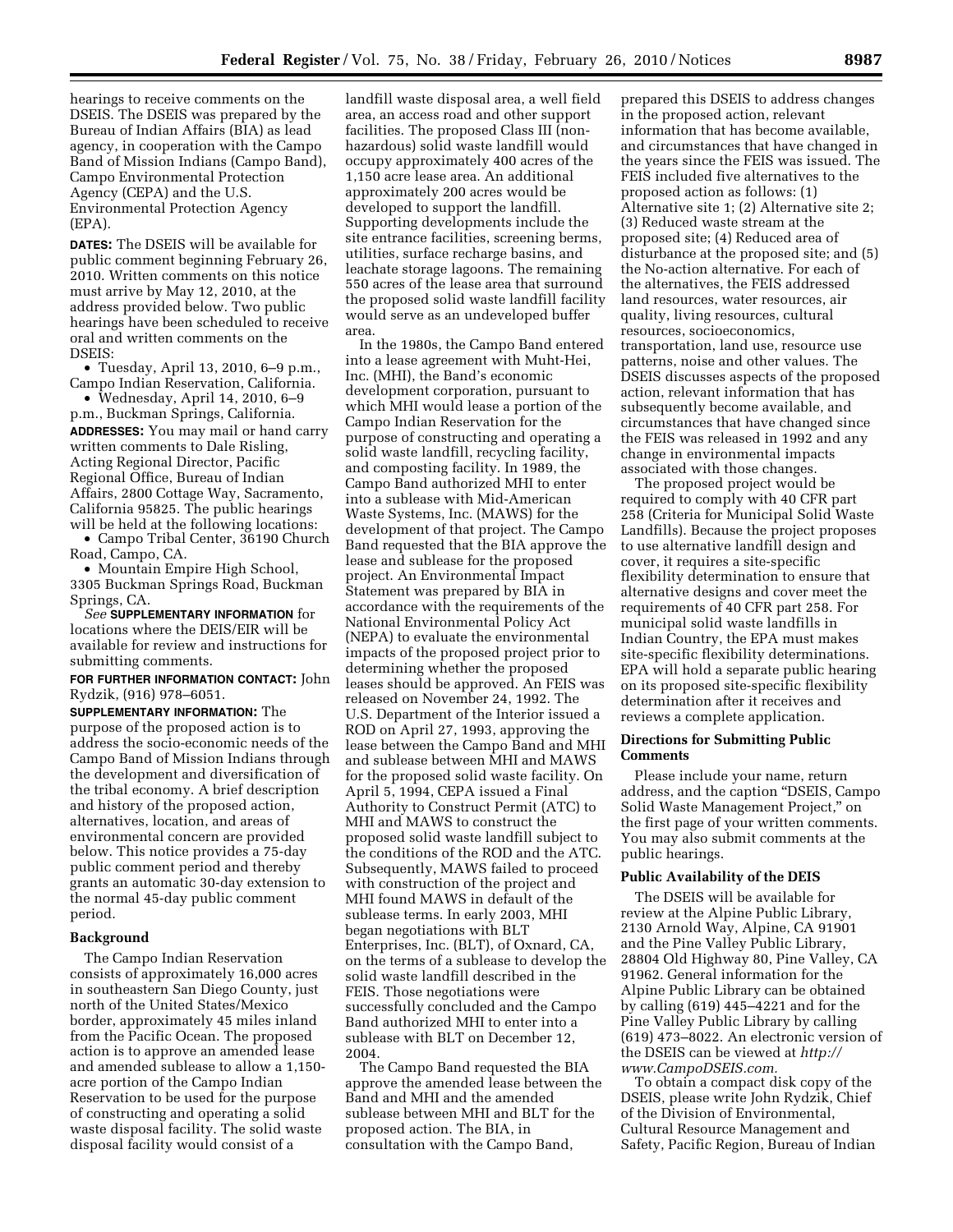hearings to receive comments on the DSEIS. The DSEIS was prepared by the Bureau of Indian Affairs (BIA) as lead agency, in cooperation with the Campo Band of Mission Indians (Campo Band), Campo Environmental Protection Agency (CEPA) and the U.S. Environmental Protection Agency (EPA).

**DATES:** The DSEIS will be available for public comment beginning February 26, 2010. Written comments on this notice must arrive by May 12, 2010, at the address provided below. Two public hearings have been scheduled to receive oral and written comments on the DSEIS:

- Tuesday, April 13, 2010, 6–9 p.m., Campo Indian Reservation, California.
- Wednesday, April 14, 2010, 6–9 p.m., Buckman Springs, California.

**ADDRESSES:** You may mail or hand carry written comments to Dale Risling, Acting Regional Director, Pacific Regional Office, Bureau of Indian Affairs, 2800 Cottage Way, Sacramento, California 95825. The public hearings will be held at the following locations:

- Campo Tribal Center, 36190 Church Road, Campo, CA.
- Mountain Empire High School, 3305 Buckman Springs Road, Buckman Springs, CA.

*See* **SUPPLEMENTARY INFORMATION** for locations where the DEIS/EIR will be available for review and instructions for submitting comments.

**FOR FURTHER INFORMATION CONTACT:** John Rydzik, (916) 978–6051.

**SUPPLEMENTARY INFORMATION:** The purpose of the proposed action is to address the socio-economic needs of the Campo Band of Mission Indians through the development and diversification of the tribal economy. A brief description and history of the proposed action, alternatives, location, and areas of environmental concern are provided below. This notice provides a 75-day public comment period and thereby grants an automatic 30-day extension to the normal 45-day public comment period.

**Background**

The Campo Indian Reservation consists of approximately 16,000 acres in southeastern San Diego County, just north of the United States/Mexico border, approximately 45 miles inland from the Pacific Ocean. The proposed action is to approve an amended lease and amended sublease to allow a 1,150-acre portion of the Campo Indian Reservation to be used for the purpose of constructing and operating a solid waste disposal facility. The solid waste disposal facility would consist of a landfill waste disposal area, a well field area, an access road and other support facilities. The proposed Class III (non-hazardous) solid waste landfill would occupy approximately 400 acres of the 1,150 acre lease area. An additional approximately 200 acres would be developed to support the landfill. Supporting developments include the site entrance facilities, screening berms, utilities, surface recharge basins, and leachate storage lagoons. The remaining 550 acres of the lease area that surround the proposed solid waste landfill facility would serve as an undeveloped buffer area.

In the 1980s, the Campo Band entered into a lease agreement with Muht-Hei, Inc. (MHI), the Band's economic development corporation, pursuant to which MHI would lease a portion of the Campo Indian Reservation for the purpose of constructing and operating a solid waste landfill, recycling facility, and composting facility. In 1989, the Campo Band authorized MHI to enter into a sublease with Mid-American Waste Systems, Inc. (MAWS) for the development of that project. The Campo Band requested that the BIA approve the lease and sublease for the proposed project. An Environmental Impact Statement was prepared by BIA in accordance with the requirements of the National Environmental Policy Act (NEPA) to evaluate the environmental impacts of the proposed project prior to determining whether the proposed leases should be approved. An FEIS was released on November 24, 1992. The U.S. Department of the Interior issued a ROD on April 27, 1993, approving the lease between the Campo Band and MHI and sublease between MHI and MAWS for the proposed solid waste facility. On April 5, 1994, CEPA issued a Final Authority to Construct Permit (ATC) to MHI and MAWS to construct the proposed solid waste landfill subject to the conditions of the ROD and the ATC. Subsequently, MAWS failed to proceed with construction of the project and MHI found MAWS in default of the sublease terms. In early 2003, MHI began negotiations with BLT Enterprises, Inc. (BLT), of Oxnard, CA, on the terms of a sublease to develop the solid waste landfill described in the FEIS. Those negotiations were successfully concluded and the Campo Band authorized MHI to enter into a sublease with BLT on December 12, 2004.

The Campo Band requested the BIA approve the amended lease between the Band and MHI and the amended sublease between MHI and BLT for the proposed action. The BIA, in consultation with the Campo Band, prepared this DSEIS to address changes in the proposed action, relevant information that has become available, and circumstances that have changed in the years since the FEIS was issued. The FEIS included five alternatives to the proposed action as follows: (1) Alternative site 1; (2) Alternative site 2; (3) Reduced waste stream at the proposed site; (4) Reduced area of disturbance at the proposed site; and (5) the No-action alternative. For each of the alternatives, the FEIS addressed land resources, water resources, air quality, living resources, cultural resources, socioeconomics, transportation, land use, resource use patterns, noise and other values. The DSEIS discusses aspects of the proposed action, relevant information that has subsequently become available, and circumstances that have changed since the FEIS was released in 1992 and any change in environmental impacts associated with those changes.

The proposed project would be required to comply with 40 CFR part 258 (Criteria for Municipal Solid Waste Landfills). Because the project proposes to use alternative landfill design and cover, it requires a site-specific flexibility determination to ensure that alternative designs and cover meet the requirements of 40 CFR part 258. For municipal solid waste landfills in Indian Country, the EPA must makes site-specific flexibility determinations. EPA will hold a separate public hearing on its proposed site-specific flexibility determination after it receives and reviews a complete application.

**Directions for Submitting Public Comments**

Please include your name, return address, and the caption "DSEIS, Campo Solid Waste Management Project," on the first page of your written comments. You may also submit comments at the public hearings.

**Public Availability of the DEIS**

The DSEIS will be available for review at the Alpine Public Library, 2130 Arnold Way, Alpine, CA 91901 and the Pine Valley Public Library, 28804 Old Highway 80, Pine Valley, CA 91962. General information for the Alpine Public Library can be obtained by calling (619) 445–4221 and for the Pine Valley Public Library by calling (619) 473–8022. An electronic version of the DSEIS can be viewed at *http://www.CampoDSEIS.com.*

To obtain a compact disk copy of the DSEIS, please write John Rydzik, Chief of the Division of Environmental, Cultural Resource Management and Safety, Pacific Region, Bureau of Indian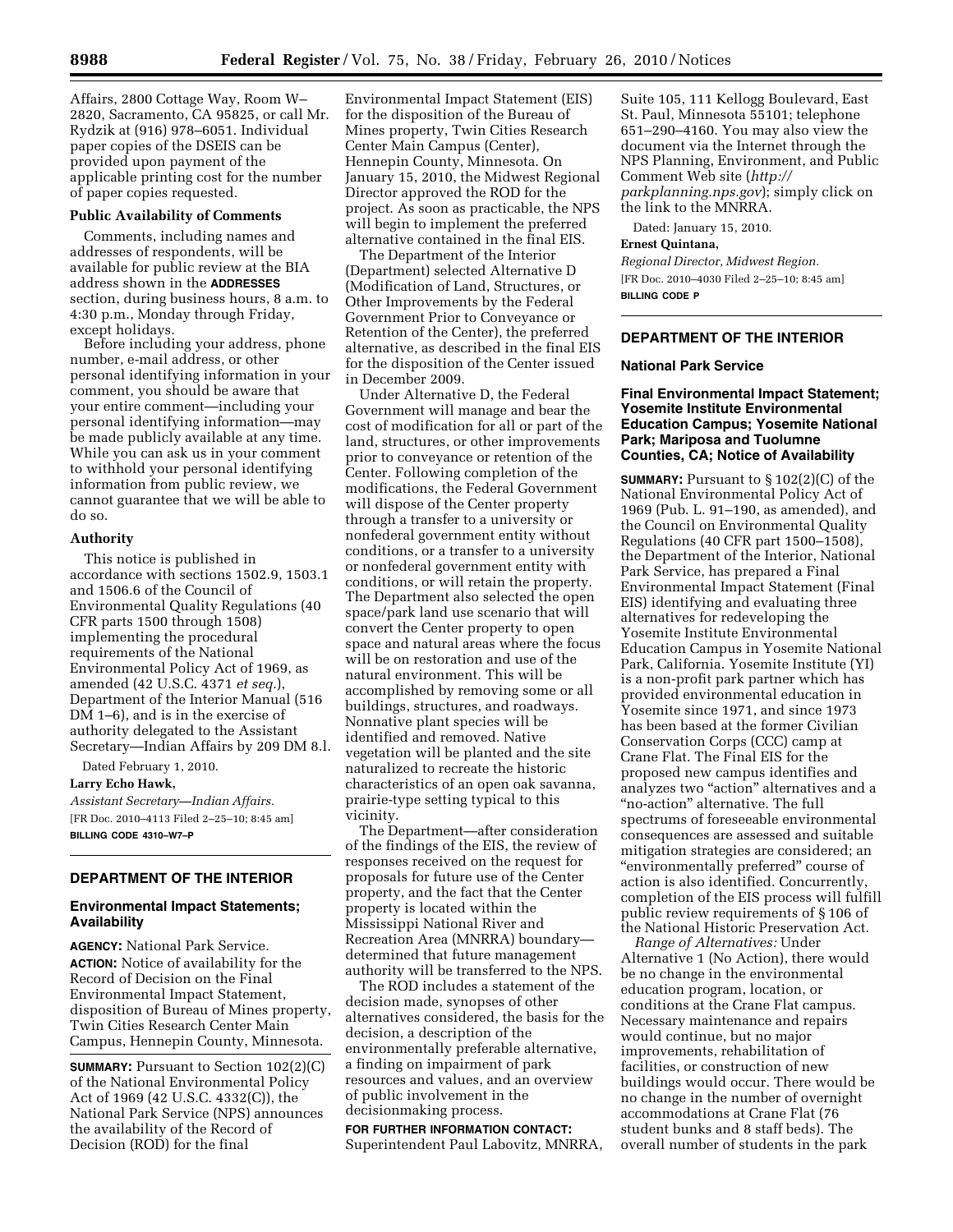Affairs, 2800 Cottage Way, Room W–2820, Sacramento, CA 95825, or call Mr. Rydzik at (916) 978–6051. Individual paper copies of the DSEIS can be provided upon payment of the applicable printing cost for the number of paper copies requested.

### Public Availability of Comments

Comments, including names and addresses of respondents, will be available for public review at the BIA address shown in the **ADDRESSES** section, during business hours, 8 a.m. to 4:30 p.m., Monday through Friday, except holidays.

Before including your address, phone number, e-mail address, or other personal identifying information in your comment, you should be aware that your entire comment—including your personal identifying information—may be made publicly available at any time. While you can ask us in your comment to withhold your personal identifying information from public review, we cannot guarantee that we will be able to do so.

### Authority

This notice is published in accordance with sections 1502.9, 1503.1 and 1506.6 of the Council of Environmental Quality Regulations (40 CFR parts 1500 through 1508) implementing the procedural requirements of the National Environmental Policy Act of 1969, as amended (42 U.S.C. 4371 *et seq.*), Department of the Interior Manual (516 DM 1–6), and is in the exercise of authority delegated to the Assistant Secretary—Indian Affairs by 209 DM 8.l.

Dated February 1, 2010.

**Larry Echo Hawk,**

*Assistant Secretary—Indian Affairs.*

[FR Doc. 2010–4113 Filed 2–25–10; 8:45 am]

**BILLING CODE 4310–W7–P**

---

## DEPARTMENT OF THE INTERIOR

### Environmental Impact Statements; Availability

**AGENCY:** National Park Service.

**ACTION:** Notice of availability for the Record of Decision on the Final Environmental Impact Statement, disposition of Bureau of Mines property, Twin Cities Research Center Main Campus, Hennepin County, Minnesota.

**SUMMARY:** Pursuant to Section 102(2)(C) of the National Environmental Policy Act of 1969 (42 U.S.C. 4332(C)), the National Park Service (NPS) announces the availability of the Record of Decision (ROD) for the final Environmental Impact Statement (EIS) for the disposition of the Bureau of Mines property, Twin Cities Research Center Main Campus (Center), Hennepin County, Minnesota. On January 15, 2010, the Midwest Regional Director approved the ROD for the project. As soon as practicable, the NPS will begin to implement the preferred alternative contained in the final EIS.

The Department of the Interior (Department) selected Alternative D (Modification of Land, Structures, or Other Improvements by the Federal Government Prior to Conveyance or Retention of the Center), the preferred alternative, as described in the final EIS for the disposition of the Center issued in December 2009.

Under Alternative D, the Federal Government will manage and bear the cost of modification for all or part of the land, structures, or other improvements prior to conveyance or retention of the Center. Following completion of the modifications, the Federal Government will dispose of the Center property through a transfer to a university or nonfederal government entity without conditions, or a transfer to a university or nonfederal government entity with conditions, or will retain the property. The Department also selected the open space/park land use scenario that will convert the Center property to open space and natural areas where the focus will be on restoration and use of the natural environment. This will be accomplished by removing some or all buildings, structures, and roadways. Nonnative plant species will be identified and removed. Native vegetation will be planted and the site naturalized to recreate the historic characteristics of an open oak savanna, prairie-type setting typical to this vicinity.

The Department—after consideration of the findings of the EIS, the review of responses received on the request for proposals for future use of the Center property, and the fact that the Center property is located within the Mississippi National River and Recreation Area (MNRRA) boundary—determined that future management authority will be transferred to the NPS.

The ROD includes a statement of the decision made, synopses of other alternatives considered, the basis for the decision, a description of the environmentally preferable alternative, a finding on impairment of park resources and values, and an overview of public involvement in the decisionmaking process.

**FOR FURTHER INFORMATION CONTACT:** Superintendent Paul Labovitz, MNRRA, Suite 105, 111 Kellogg Boulevard, East St. Paul, Minnesota 55101; telephone 651–290–4160. You may also view the document via the Internet through the NPS Planning, Environment, and Public Comment Web site (*http://parkplanning.nps.gov*); simply click on the link to the MNRRA.

Dated: January 15, 2010.

**Ernest Quintana,**

*Regional Director, Midwest Region.*

[FR Doc. 2010–4030 Filed 2–25–10; 8:45 am]

**BILLING CODE P**

---

## DEPARTMENT OF THE INTERIOR

### National Park Service

### Final Environmental Impact Statement; Yosemite Institute Environmental Education Campus; Yosemite National Park; Mariposa and Tuolumne Counties, CA; Notice of Availability

**SUMMARY:** Pursuant to § 102(2)(C) of the National Environmental Policy Act of 1969 (Pub. L. 91–190, as amended), and the Council on Environmental Quality Regulations (40 CFR part 1500–1508), the Department of the Interior, National Park Service, has prepared a Final Environmental Impact Statement (Final EIS) identifying and evaluating three alternatives for redeveloping the Yosemite Institute Environmental Education Campus in Yosemite National Park, California. Yosemite Institute (YI) is a non-profit park partner which has provided environmental education in Yosemite since 1971, and since 1973 has been based at the former Civilian Conservation Corps (CCC) camp at Crane Flat. The Final EIS for the proposed new campus identifies and analyzes two "action" alternatives and a "no-action" alternative. The full spectrums of foreseeable environmental consequences are assessed and suitable mitigation strategies are considered; an "environmentally preferred" course of action is also identified. Concurrently, completion of the EIS process will fulfill public review requirements of § 106 of the National Historic Preservation Act.

*Range of Alternatives:* Under Alternative 1 (No Action), there would be no change in the environmental education program, location, or conditions at the Crane Flat campus. Necessary maintenance and repairs would continue, but no major improvements, rehabilitation of facilities, or construction of new buildings would occur. There would be no change in the number of overnight accommodations at Crane Flat (76 student bunks and 8 staff beds). The overall number of students in the park